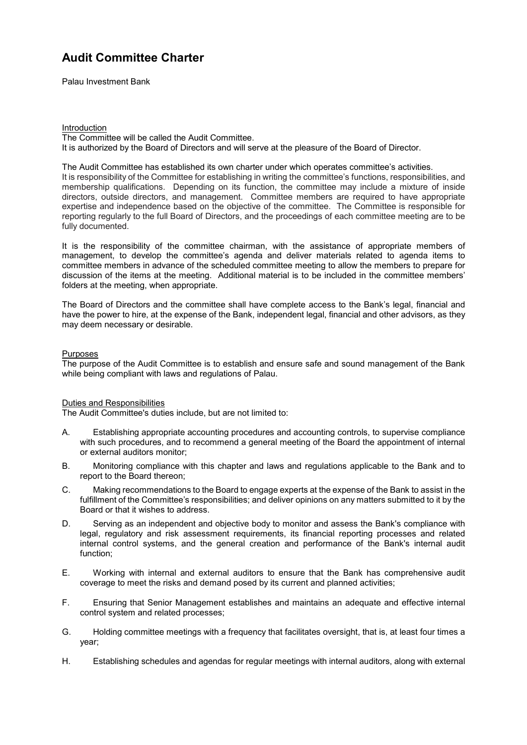# Audit Committee Charter

Palau Investment Bank

Introduction

The Committee will be called the Audit Committee.
It is authorized by the Board of Directors and will serve at the pleasure of the Board of Director.

The Audit Committee has established its own charter under which operates committee's activities.
It is responsibility of the Committee for establishing in writing the committee's functions, responsibilities, and membership qualifications. Depending on its function, the committee may include a mixture of inside directors, outside directors, and management. Committee members are required to have appropriate expertise and independence based on the objective of the committee. The Committee is responsible for reporting regularly to the full Board of Directors, and the proceedings of each committee meeting are to be fully documented.

It is the responsibility of the committee chairman, with the assistance of appropriate members of management, to develop the committee's agenda and deliver materials related to agenda items to committee members in advance of the scheduled committee meeting to allow the members to prepare for discussion of the items at the meeting. Additional material is to be included in the committee members' folders at the meeting, when appropriate.

The Board of Directors and the committee shall have complete access to the Bank's legal, financial and have the power to hire, at the expense of the Bank, independent legal, financial and other advisors, as they may deem necessary or desirable.

Purposes

The purpose of the Audit Committee is to establish and ensure safe and sound management of the Bank while being compliant with laws and regulations of Palau.

Duties and Responsibilities

The Audit Committee's duties include, but are not limited to:

A. Establishing appropriate accounting procedures and accounting controls, to supervise compliance with such procedures, and to recommend a general meeting of the Board the appointment of internal or external auditors monitor;

B. Monitoring compliance with this chapter and laws and regulations applicable to the Bank and to report to the Board thereon;

C. Making recommendations to the Board to engage experts at the expense of the Bank to assist in the fulfillment of the Committee's responsibilities; and deliver opinions on any matters submitted to it by the Board or that it wishes to address.

D. Serving as an independent and objective body to monitor and assess the Bank's compliance with legal, regulatory and risk assessment requirements, its financial reporting processes and related internal control systems, and the general creation and performance of the Bank's internal audit function;

E. Working with internal and external auditors to ensure that the Bank has comprehensive audit coverage to meet the risks and demand posed by its current and planned activities;

F. Ensuring that Senior Management establishes and maintains an adequate and effective internal control system and related processes;

G. Holding committee meetings with a frequency that facilitates oversight, that is, at least four times a year;

H. Establishing schedules and agendas for regular meetings with internal auditors, along with external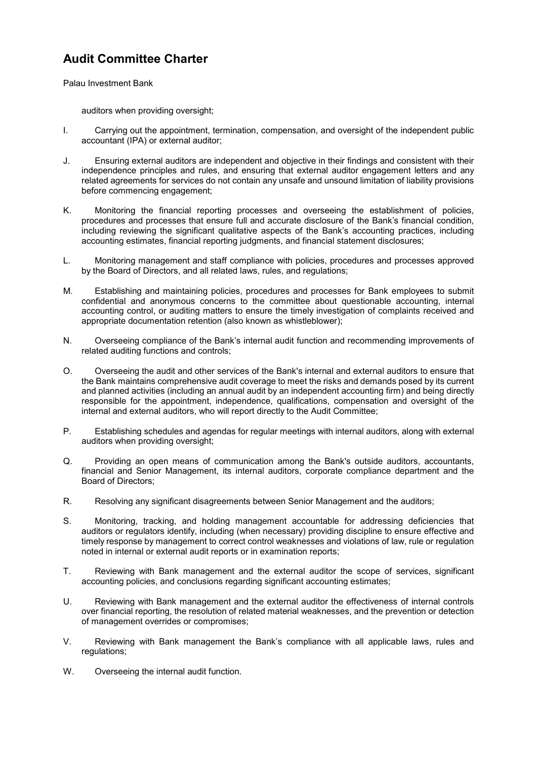auditors when providing oversight;

I. Carrying out the appointment, termination, compensation, and oversight of the independent public accountant (IPA) or external auditor;

J. Ensuring external auditors are independent and objective in their findings and consistent with their independence principles and rules, and ensuring that external auditor engagement letters and any related agreements for services do not contain any unsafe and unsound limitation of liability provisions before commencing engagement;

K. Monitoring the financial reporting processes and overseeing the establishment of policies, procedures and processes that ensure full and accurate disclosure of the Bank's financial condition, including reviewing the significant qualitative aspects of the Bank's accounting practices, including accounting estimates, financial reporting judgments, and financial statement disclosures;

L. Monitoring management and staff compliance with policies, procedures and processes approved by the Board of Directors, and all related laws, rules, and regulations;

M. Establishing and maintaining policies, procedures and processes for Bank employees to submit confidential and anonymous concerns to the committee about questionable accounting, internal accounting control, or auditing matters to ensure the timely investigation of complaints received and appropriate documentation retention (also known as whistleblower);

N. Overseeing compliance of the Bank's internal audit function and recommending improvements of related auditing functions and controls;

O. Overseeing the audit and other services of the Bank's internal and external auditors to ensure that the Bank maintains comprehensive audit coverage to meet the risks and demands posed by its current and planned activities (including an annual audit by an independent accounting firm) and being directly responsible for the appointment, independence, qualifications, compensation and oversight of the internal and external auditors, who will report directly to the Audit Committee;

P. Establishing schedules and agendas for regular meetings with internal auditors, along with external auditors when providing oversight;

Q. Providing an open means of communication among the Bank's outside auditors, accountants, financial and Senior Management, its internal auditors, corporate compliance department and the Board of Directors;

R. Resolving any significant disagreements between Senior Management and the auditors;

S. Monitoring, tracking, and holding management accountable for addressing deficiencies that auditors or regulators identify, including (when necessary) providing discipline to ensure effective and timely response by management to correct control weaknesses and violations of law, rule or regulation noted in internal or external audit reports or in examination reports;

T. Reviewing with Bank management and the external auditor the scope of services, significant accounting policies, and conclusions regarding significant accounting estimates;

U. Reviewing with Bank management and the external auditor the effectiveness of internal controls over financial reporting, the resolution of related material weaknesses, and the prevention or detection of management overrides or compromises;

V. Reviewing with Bank management the Bank's compliance with all applicable laws, rules and regulations;

W. Overseeing the internal audit function.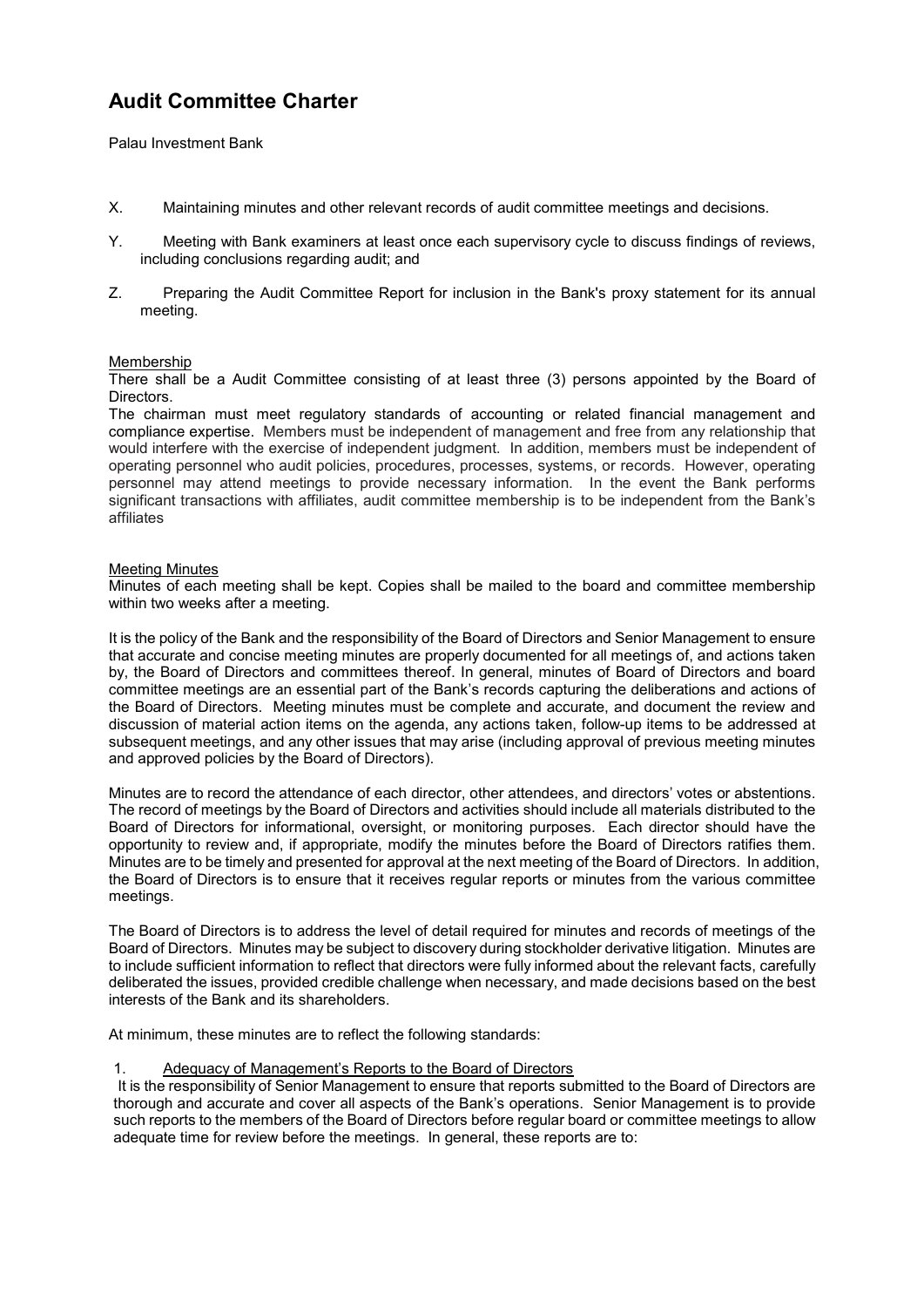# Audit Committee Charter

Palau Investment Bank

X. Maintaining minutes and other relevant records of audit committee meetings and decisions.

Y. Meeting with Bank examiners at least once each supervisory cycle to discuss findings of reviews, including conclusions regarding audit; and

Z. Preparing the Audit Committee Report for inclusion in the Bank's proxy statement for its annual meeting.

## Membership

There shall be a Audit Committee consisting of at least three (3) persons appointed by the Board of Directors.

The chairman must meet regulatory standards of accounting or related financial management and compliance expertise. Members must be independent of management and free from any relationship that would interfere with the exercise of independent judgment. In addition, members must be independent of operating personnel who audit policies, procedures, processes, systems, or records. However, operating personnel may attend meetings to provide necessary information. In the event the Bank performs significant transactions with affiliates, audit committee membership is to be independent from the Bank's affiliates

## Meeting Minutes

Minutes of each meeting shall be kept. Copies shall be mailed to the board and committee membership within two weeks after a meeting.

It is the policy of the Bank and the responsibility of the Board of Directors and Senior Management to ensure that accurate and concise meeting minutes are properly documented for all meetings of, and actions taken by, the Board of Directors and committees thereof. In general, minutes of Board of Directors and board committee meetings are an essential part of the Bank's records capturing the deliberations and actions of the Board of Directors. Meeting minutes must be complete and accurate, and document the review and discussion of material action items on the agenda, any actions taken, follow-up items to be addressed at subsequent meetings, and any other issues that may arise (including approval of previous meeting minutes and approved policies by the Board of Directors).

Minutes are to record the attendance of each director, other attendees, and directors' votes or abstentions. The record of meetings by the Board of Directors and activities should include all materials distributed to the Board of Directors for informational, oversight, or monitoring purposes. Each director should have the opportunity to review and, if appropriate, modify the minutes before the Board of Directors ratifies them. Minutes are to be timely and presented for approval at the next meeting of the Board of Directors. In addition, the Board of Directors is to ensure that it receives regular reports or minutes from the various committee meetings.

The Board of Directors is to address the level of detail required for minutes and records of meetings of the Board of Directors. Minutes may be subject to discovery during stockholder derivative litigation. Minutes are to include sufficient information to reflect that directors were fully informed about the relevant facts, carefully deliberated the issues, provided credible challenge when necessary, and made decisions based on the best interests of the Bank and its shareholders.

At minimum, these minutes are to reflect the following standards:

1. Adequacy of Management's Reports to the Board of Directors

It is the responsibility of Senior Management to ensure that reports submitted to the Board of Directors are thorough and accurate and cover all aspects of the Bank's operations. Senior Management is to provide such reports to the members of the Board of Directors before regular board or committee meetings to allow adequate time for review before the meetings. In general, these reports are to: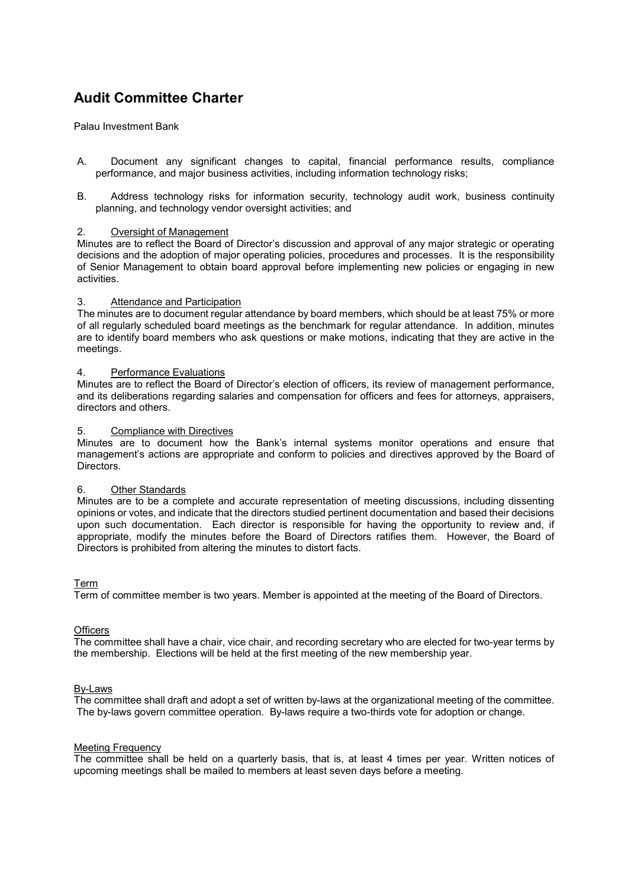# Audit Committee Charter

Palau Investment Bank

A. Document any significant changes to capital, financial performance results, compliance performance, and major business activities, including information technology risks;

B. Address technology risks for information security, technology audit work, business continuity planning, and technology vendor oversight activities; and

2. Oversight of Management

Minutes are to reflect the Board of Director's discussion and approval of any major strategic or operating decisions and the adoption of major operating policies, procedures and processes. It is the responsibility of Senior Management to obtain board approval before implementing new policies or engaging in new activities.

3. Attendance and Participation

The minutes are to document regular attendance by board members, which should be at least 75% or more of all regularly scheduled board meetings as the benchmark for regular attendance. In addition, minutes are to identify board members who ask questions or make motions, indicating that they are active in the meetings.

4. Performance Evaluations

Minutes are to reflect the Board of Director's election of officers, its review of management performance, and its deliberations regarding salaries and compensation for officers and fees for attorneys, appraisers, directors and others.

5. Compliance with Directives

Minutes are to document how the Bank's internal systems monitor operations and ensure that management's actions are appropriate and conform to policies and directives approved by the Board of Directors.

6. Other Standards

Minutes are to be a complete and accurate representation of meeting discussions, including dissenting opinions or votes, and indicate that the directors studied pertinent documentation and based their decisions upon such documentation. Each director is responsible for having the opportunity to review and, if appropriate, modify the minutes before the Board of Directors ratifies them. However, the Board of Directors is prohibited from altering the minutes to distort facts.

## Term

Term of committee member is two years. Member is appointed at the meeting of the Board of Directors.

## Officers

The committee shall have a chair, vice chair, and recording secretary who are elected for two-year terms by the membership. Elections will be held at the first meeting of the new membership year.

## By-Laws

The committee shall draft and adopt a set of written by-laws at the organizational meeting of the committee. The by-laws govern committee operation. By-laws require a two-thirds vote for adoption or change.

## Meeting Frequency

The committee shall be held on a quarterly basis, that is, at least 4 times per year. Written notices of upcoming meetings shall be mailed to members at least seven days before a meeting.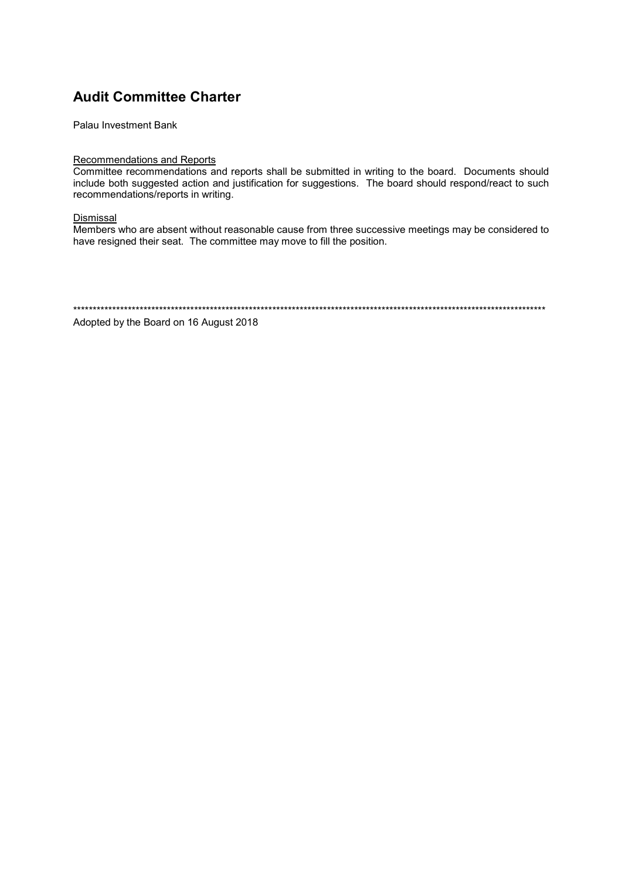# Audit Committee Charter

Palau Investment Bank

Recommendations and Reports

Committee recommendations and reports shall be submitted in writing to the board. Documents should include both suggested action and justification for suggestions. The board should respond/react to such recommendations/reports in writing.

Dismissal

Members who are absent without reasonable cause from three successive meetings may be considered to have resigned their seat. The committee may move to fill the position.

**************************************************************************************************************************

Adopted by the Board on 16 August 2018